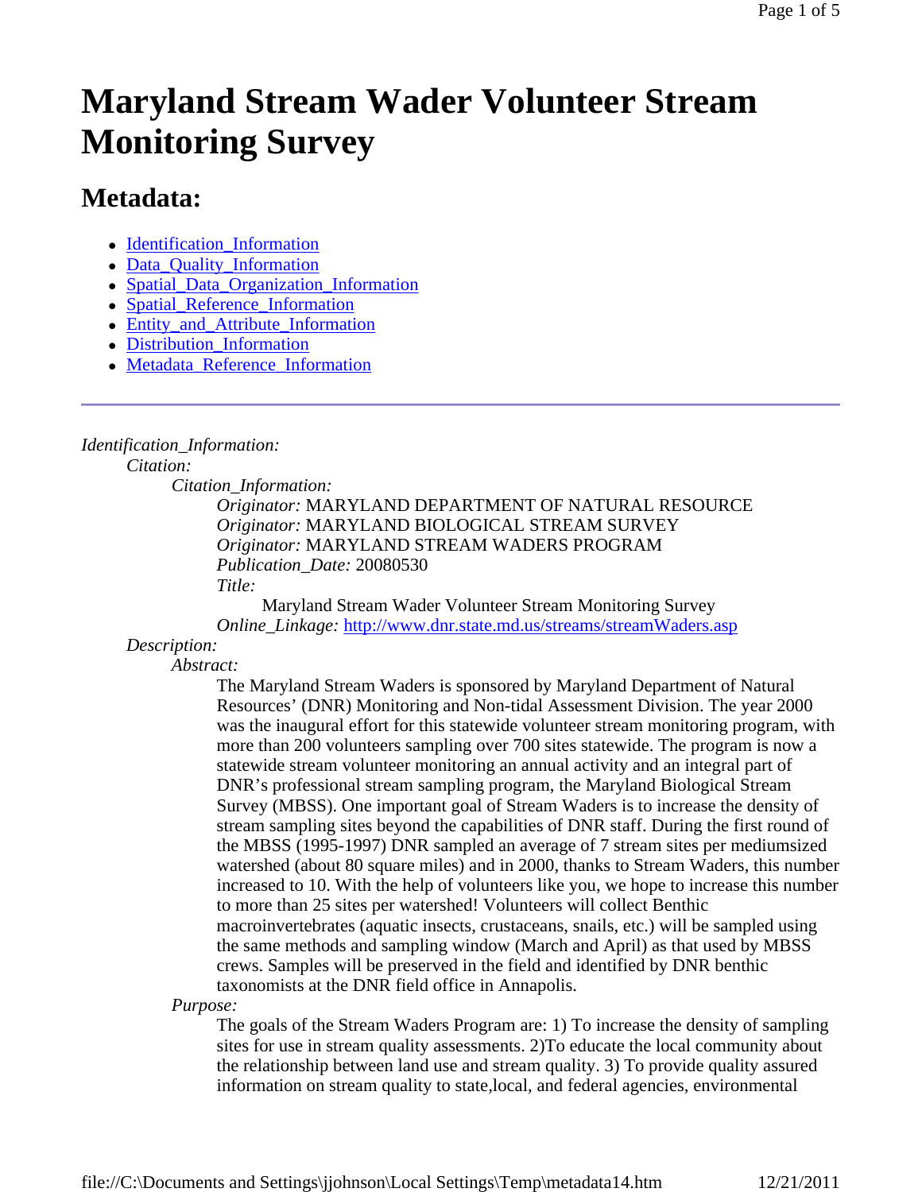# Maryland Stream Wader Volunteer Stream Monitoring Survey

## Metadata:

- Identification_Information
- Data_Quality_Information
- Spatial_Data_Organization_Information
- Spatial_Reference_Information
- Entity_and_Attribute_Information
- Distribution_Information
- Metadata_Reference_Information

---

*Identification_Information:*

*Citation:*

*Citation_Information:*

*Originator:* MARYLAND DEPARTMENT OF NATURAL RESOURCE
*Originator:* MARYLAND BIOLOGICAL STREAM SURVEY
*Originator:* MARYLAND STREAM WADERS PROGRAM
*Publication_Date:* 20080530
*Title:*
Maryland Stream Wader Volunteer Stream Monitoring Survey
*Online_Linkage:* http://www.dnr.state.md.us/streams/streamWaders.asp

*Description:*

*Abstract:*

The Maryland Stream Waders is sponsored by Maryland Department of Natural Resources' (DNR) Monitoring and Non-tidal Assessment Division. The year 2000 was the inaugural effort for this statewide volunteer stream monitoring program, with more than 200 volunteers sampling over 700 sites statewide. The program is now a statewide stream volunteer monitoring an annual activity and an integral part of DNR's professional stream sampling program, the Maryland Biological Stream Survey (MBSS). One important goal of Stream Waders is to increase the density of stream sampling sites beyond the capabilities of DNR staff. During the first round of the MBSS (1995-1997) DNR sampled an average of 7 stream sites per mediumsized watershed (about 80 square miles) and in 2000, thanks to Stream Waders, this number increased to 10. With the help of volunteers like you, we hope to increase this number to more than 25 sites per watershed! Volunteers will collect Benthic macroinvertebrates (aquatic insects, crustaceans, snails, etc.) will be sampled using the same methods and sampling window (March and April) as that used by MBSS crews. Samples will be preserved in the field and identified by DNR benthic taxonomists at the DNR field office in Annapolis.

*Purpose:*

The goals of the Stream Waders Program are: 1) To increase the density of sampling sites for use in stream quality assessments. 2)To educate the local community about the relationship between land use and stream quality. 3) To provide quality assured information on stream quality to state,local, and federal agencies, environmental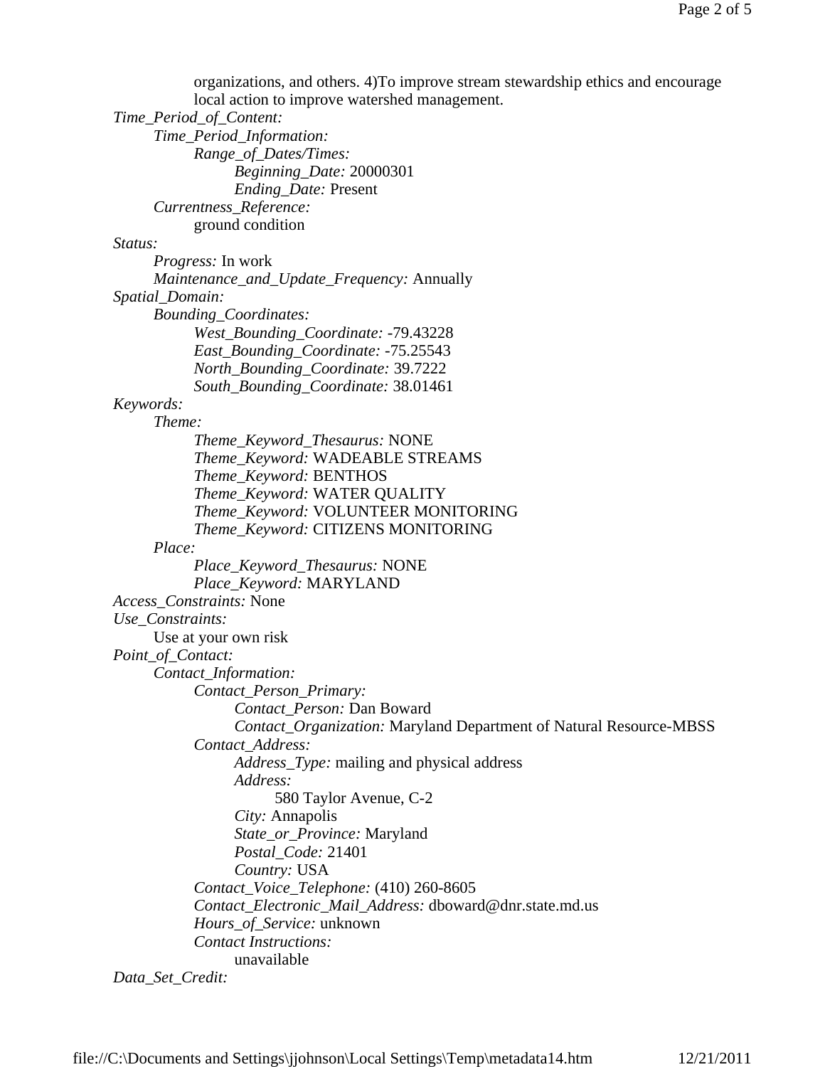organizations, and others. 4)To improve stream stewardship ethics and encourage local action to improve watershed management.

*Time_Period_of_Content:*
- *Time_Period_Information:*
  - *Range_of_Dates/Times:*
    - *Beginning_Date:* 20000301
    - *Ending_Date:* Present
- *Currentness_Reference:*
  - ground condition

*Status:*
- *Progress:* In work
- *Maintenance_and_Update_Frequency:* Annually

*Spatial_Domain:*
- *Bounding_Coordinates:*
  - *West_Bounding_Coordinate:* -79.43228
  - *East_Bounding_Coordinate:* -75.25543
  - *North_Bounding_Coordinate:* 39.7222
  - *South_Bounding_Coordinate:* 38.01461

*Keywords:*
- *Theme:*
  - *Theme_Keyword_Thesaurus:* NONE
  - *Theme_Keyword:* WADEABLE STREAMS
  - *Theme_Keyword:* BENTHOS
  - *Theme_Keyword:* WATER QUALITY
  - *Theme_Keyword:* VOLUNTEER MONITORING
  - *Theme_Keyword:* CITIZENS MONITORING
- *Place:*
  - *Place_Keyword_Thesaurus:* NONE
  - *Place_Keyword:* MARYLAND

*Access_Constraints:* None

*Use_Constraints:*
- Use at your own risk

*Point_of_Contact:*
- *Contact_Information:*
  - *Contact_Person_Primary:*
    - *Contact_Person:* Dan Boward
    - *Contact_Organization:* Maryland Department of Natural Resource-MBSS
  - *Contact_Address:*
    - *Address_Type:* mailing and physical address
    - *Address:*
      - 580 Taylor Avenue, C-2
    - *City:* Annapolis
    - *State_or_Province:* Maryland
    - *Postal_Code:* 21401
    - *Country:* USA
  - *Contact_Voice_Telephone:* (410) 260-8605
  - *Contact_Electronic_Mail_Address:* dboward@dnr.state.md.us
  - *Hours_of_Service:* unknown
  - *Contact Instructions:*
    - unavailable

*Data_Set_Credit:*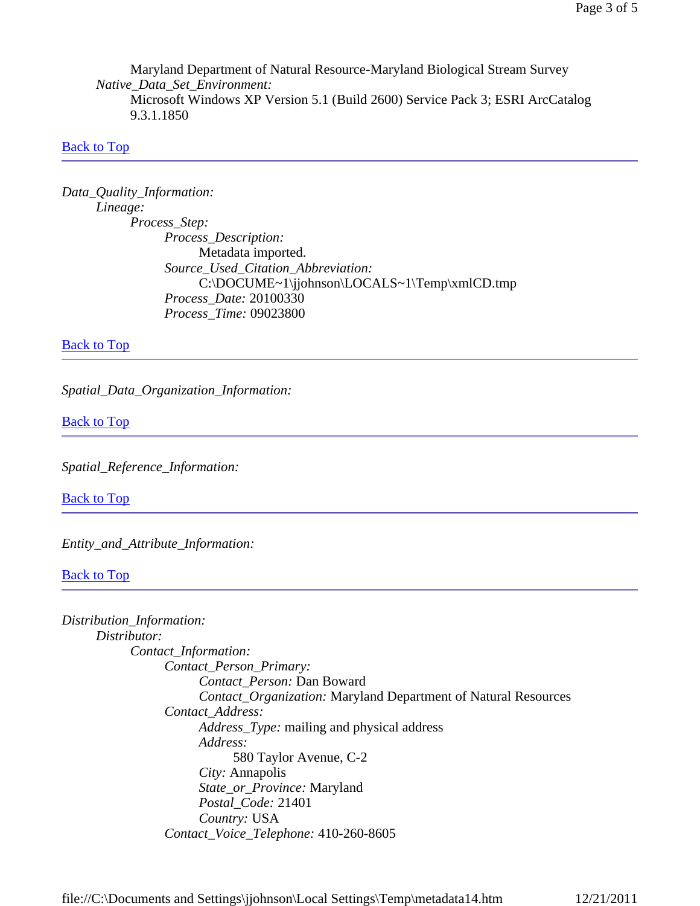Maryland Department of Natural Resource-Maryland Biological Stream Survey

*Native_Data_Set_Environment:*

Microsoft Windows XP Version 5.1 (Build 2600) Service Pack 3; ESRI ArcCatalog 9.3.1.1850

Back to Top

---

*Data_Quality_Information:*

*Lineage:*

*Process_Step:*

*Process_Description:*

Metadata imported.

*Source_Used_Citation_Abbreviation:*

C:\DOCUME~1\jjohnson\LOCALS~1\Temp\xmlCD.tmp

*Process_Date:* 20100330

*Process_Time:* 09023800

Back to Top

---

*Spatial_Data_Organization_Information:*

Back to Top

---

*Spatial_Reference_Information:*

Back to Top

---

*Entity_and_Attribute_Information:*

Back to Top

---

*Distribution_Information:*

*Distributor:*

*Contact_Information:*

*Contact_Person_Primary:*

*Contact_Person:* Dan Boward

*Contact_Organization:* Maryland Department of Natural Resources

*Contact_Address:*

*Address_Type:* mailing and physical address

*Address:*

580 Taylor Avenue, C-2

*City:* Annapolis

*State_or_Province:* Maryland

*Postal_Code:* 21401

*Country:* USA

*Contact_Voice_Telephone:* 410-260-8605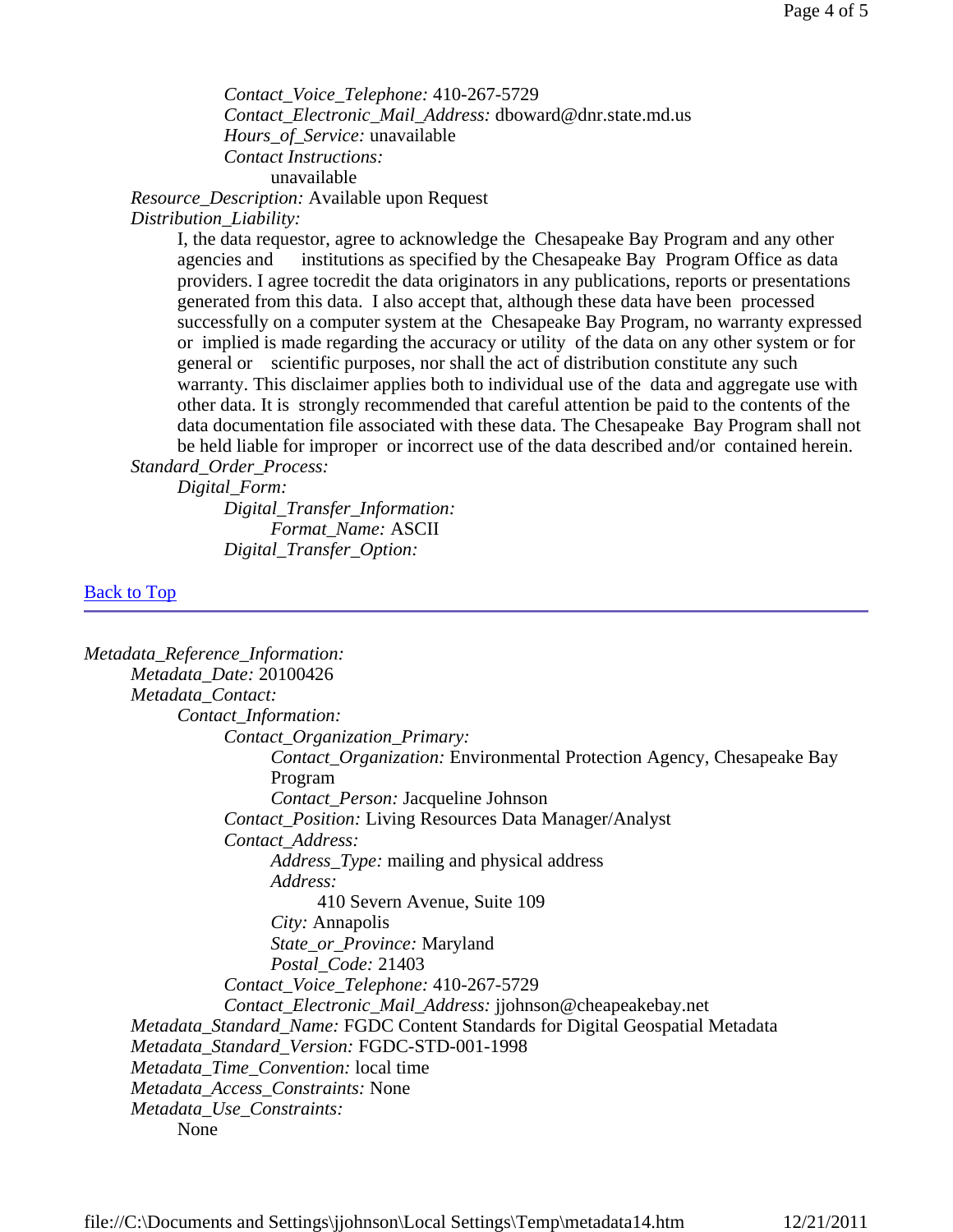*Contact_Voice_Telephone:* 410-267-5729
*Contact_Electronic_Mail_Address:* dboward@dnr.state.md.us
*Hours_of_Service:* unavailable
*Contact Instructions:*
unavailable

*Resource_Description:* Available upon Request
*Distribution_Liability:*

I, the data requestor, agree to acknowledge the Chesapeake Bay Program and any other agencies and institutions as specified by the Chesapeake Bay Program Office as data providers. I agree tocredit the data originators in any publications, reports or presentations generated from this data. I also accept that, although these data have been processed successfully on a computer system at the Chesapeake Bay Program, no warranty expressed or implied is made regarding the accuracy or utility of the data on any other system or for general or scientific purposes, nor shall the act of distribution constitute any such warranty. This disclaimer applies both to individual use of the data and aggregate use with other data. It is strongly recommended that careful attention be paid to the contents of the data documentation file associated with these data. The Chesapeake Bay Program shall not be held liable for improper or incorrect use of the data described and/or contained herein.

*Standard_Order_Process:*
*Digital_Form:*
*Digital_Transfer_Information:*
*Format_Name:* ASCII
*Digital_Transfer_Option:*

Back to Top

---

*Metadata_Reference_Information:*
*Metadata_Date:* 20100426
*Metadata_Contact:*
*Contact_Information:*
*Contact_Organization_Primary:*
*Contact_Organization:* Environmental Protection Agency, Chesapeake Bay Program
*Contact_Person:* Jacqueline Johnson
*Contact_Position:* Living Resources Data Manager/Analyst
*Contact_Address:*
*Address_Type:* mailing and physical address
*Address:*
410 Severn Avenue, Suite 109
*City:* Annapolis
*State_or_Province:* Maryland
*Postal_Code:* 21403
*Contact_Voice_Telephone:* 410-267-5729
*Contact_Electronic_Mail_Address:* jjohnson@cheapeakebay.net
*Metadata_Standard_Name:* FGDC Content Standards for Digital Geospatial Metadata
*Metadata_Standard_Version:* FGDC-STD-001-1998
*Metadata_Time_Convention:* local time
*Metadata_Access_Constraints:* None
*Metadata_Use_Constraints:*
None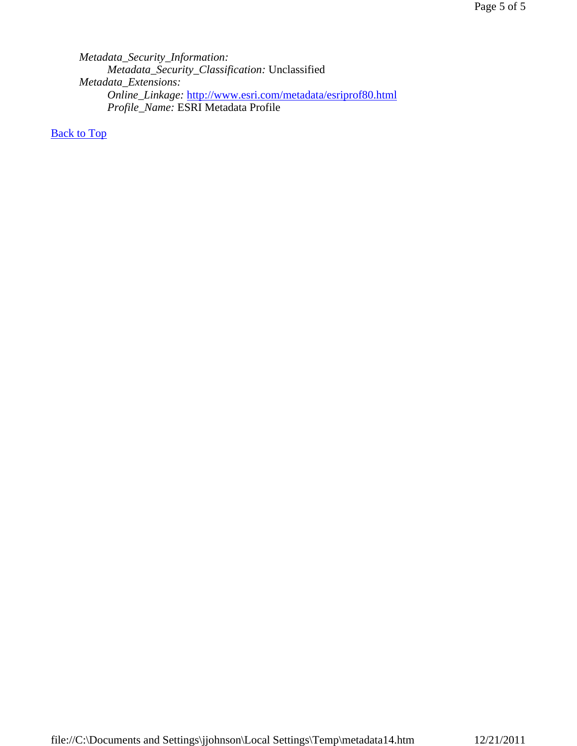*Metadata_Security_Information:*
  *Metadata_Security_Classification:* Unclassified
*Metadata_Extensions:*
  *Online_Linkage:* [http://www.esri.com/metadata/esriprof80.html](http://www.esri.com/metadata/esriprof80.html)
  *Profile_Name:* ESRI Metadata Profile

Back to Top